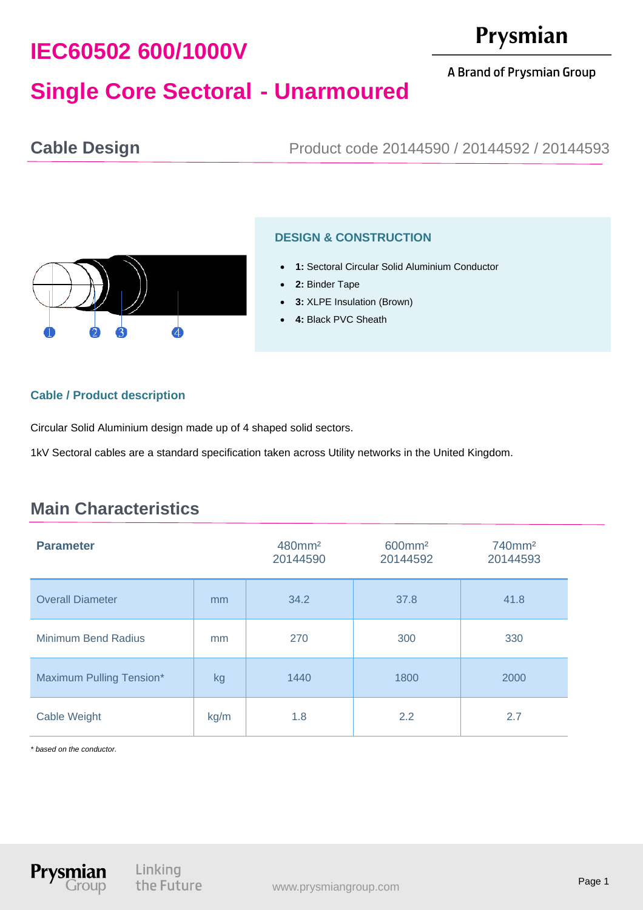# IEC60502 600/1000V

# Single Core Sectoral - Unarmoured

Prysmian

A Brand of Prysmian Group

## Cable Design

Product code 20144590 / 20144592 / 20144593

### DESIGN & CONSTRUCTION

- **1:** Sectoral Circular Solid Aluminium Conductor
- **2:** Binder Tape
- **3:** XLPE Insulation (Brown)
- **4:** Black PVC Sheath

### Cable / Product description

Circular Solid Aluminium design made up of 4 shaped solid sectors.

1kV Sectoral cables are a standard specification taken across Utility networks in the United Kingdom.

## Main Characteristics

| Parameter | | 480mm² 20144590 | 600mm² 20144592 | 740mm² 20144593 |
|---|---|---|---|---|
| Overall Diameter | mm | 34.2 | 37.8 | 41.8 |
| Minimum Bend Radius | mm | 270 | 300 | 330 |
| Maximum Pulling Tension* | kg | 1440 | 1800 | 2000 |
| Cable Weight | kg/m | 1.8 | 2.2 | 2.7 |

*\* based on the conductor.*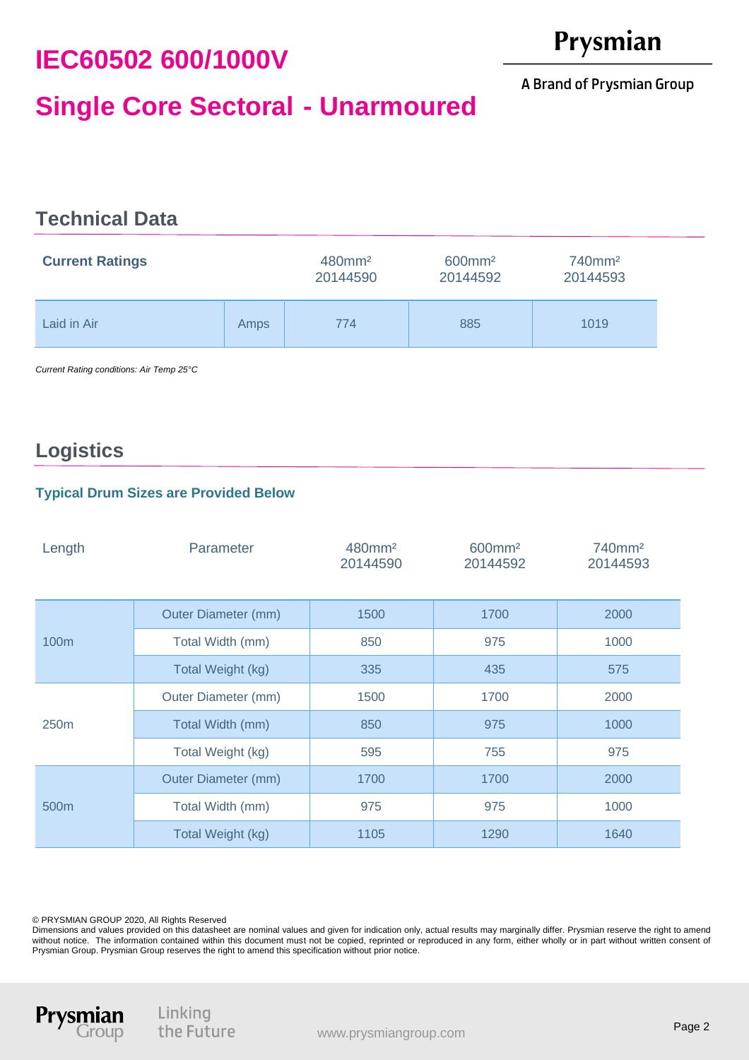# IEC60502 600/1000V

# Single Core Sectoral - Unarmoured

## Technical Data

| Current Ratings | | 480mm² 20144590 | 600mm² 20144592 | 740mm² 20144593 |
|---|---|---|---|---|
| Laid in Air | Amps | 774 | 885 | 1019 |

*Current Rating conditions: Air Temp 25°C*

## Logistics

### Typical Drum Sizes are Provided Below

| Length | Parameter | 480mm² 20144590 | 600mm² 20144592 | 740mm² 20144593 |
|---|---|---|---|---|
| 100m | Outer Diameter (mm) | 1500 | 1700 | 2000 |
| | Total Width (mm) | 850 | 975 | 1000 |
| | Total Weight (kg) | 335 | 435 | 575 |
| 250m | Outer Diameter (mm) | 1500 | 1700 | 2000 |
| | Total Width (mm) | 850 | 975 | 1000 |
| | Total Weight (kg) | 595 | 755 | 975 |
| 500m | Outer Diameter (mm) | 1700 | 1700 | 2000 |
| | Total Width (mm) | 975 | 975 | 1000 |
| | Total Weight (kg) | 1105 | 1290 | 1640 |

© PRYSMIAN GROUP 2020, All Rights Reserved
Dimensions and values provided on this datasheet are nominal values and given for indication only, actual results may marginally differ. Prysmian reserve the right to amend without notice. The information contained within this document must not be copied, reprinted or reproduced in any form, either wholly or in part without written consent of Prysmian Group. Prysmian Group reserves the right to amend this specification without prior notice.